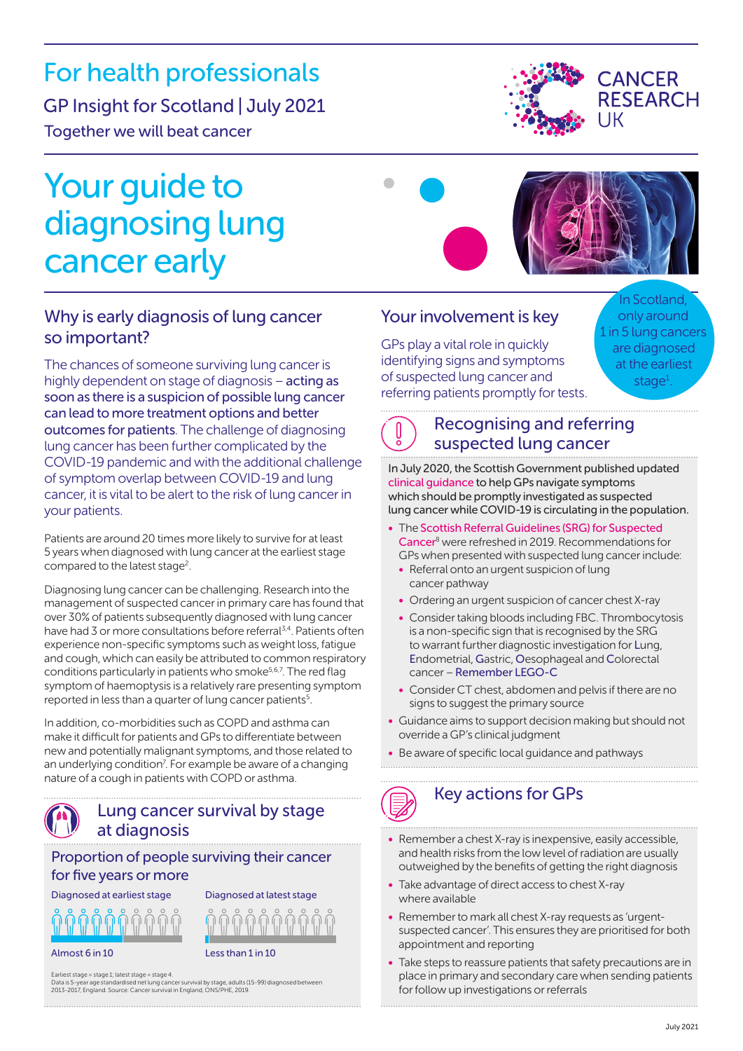# For health professionals

GP Insight for Scotland | July 2021

Together we will beat cancer

CANCER RESEARCH UK

# Your guide to diagnosing lung cancer early

## Why is early diagnosis of lung cancer so important?

The chances of someone surviving lung cancer is highly dependent on stage of diagnosis – **acting as soon as there is a suspicion of possible lung cancer can lead to more treatment options and better outcomes for patients**. The challenge of diagnosing lung cancer has been further complicated by the COVID-19 pandemic and with the additional challenge of symptom overlap between COVID-19 and lung cancer, it is vital to be alert to the risk of lung cancer in your patients.

Patients are around 20 times more likely to survive for at least 5 years when diagnosed with lung cancer at the earliest stage compared to the latest stage[2].

Diagnosing lung cancer can be challenging. Research into the management of suspected cancer in primary care has found that over 30% of patients subsequently diagnosed with lung cancer have had 3 or more consultations before referral[3,4]. Patients often experience non-specific symptoms such as weight loss, fatigue and cough, which can easily be attributed to common respiratory conditions particularly in patients who smoke[5,6,7]. The red flag symptom of haemoptysis is a relatively rare presenting symptom reported in less than a quarter of lung cancer patients[5].

In addition, co-morbidities such as COPD and asthma can make it difficult for patients and GPs to differentiate between new and potentially malignant symptoms, and those related to an underlying condition[7]. For example be aware of a changing nature of a cough in patients with COPD or asthma.

## Lung cancer survival by stage at diagnosis

### Proportion of people surviving their cancer for five years or more

| Diagnosed at earliest stage | Diagnosed at latest stage |
|---|---|
| Almost 6 in 10 | Less than 1 in 10 |

Earliest stage = stage 1; latest stage = stage 4.
Data is 5-year age standardised net lung cancer survival by stage, adults (15-99) diagnosed between 2013-2017, England. Source: Cancer survival in England, ONS/PHE, 2019.

## Your involvement is key

GPs play a vital role in quickly identifying signs and symptoms of suspected lung cancer and referring patients promptly for tests.

In Scotland, only around 1 in 5 lung cancers are diagnosed at the earliest stage[1].

## Recognising and referring suspected lung cancer

In July 2020, the Scottish Government published updated clinical guidance to help GPs navigate symptoms which should be promptly investigated as suspected lung cancer while COVID-19 is circulating in the population.

- The Scottish Referral Guidelines (SRG) for Suspected Cancer[8] were refreshed in 2019. Recommendations for GPs when presented with suspected lung cancer include:
  - Referral onto an urgent suspicion of lung cancer pathway
  - Ordering an urgent suspicion of cancer chest X-ray
  - Consider taking bloods including FBC. Thrombocytosis is a non-specific sign that is recognised by the SRG to warrant further diagnostic investigation for Lung, Endometrial, Gastric, Oesophageal and Colorectal cancer – Remember LEGO-C
  - Consider CT chest, abdomen and pelvis if there are no signs to suggest the primary source
- Guidance aims to support decision making but should not override a GP's clinical judgment
- Be aware of specific local guidance and pathways

## Key actions for GPs

- Remember a chest X-ray is inexpensive, easily accessible, and health risks from the low level of radiation are usually outweighed by the benefits of getting the right diagnosis
- Take advantage of direct access to chest X-ray where available
- Remember to mark all chest X-ray requests as 'urgent-suspected cancer'. This ensures they are prioritised for both appointment and reporting
- Take steps to reassure patients that safety precautions are in place in primary and secondary care when sending patients for follow up investigations or referrals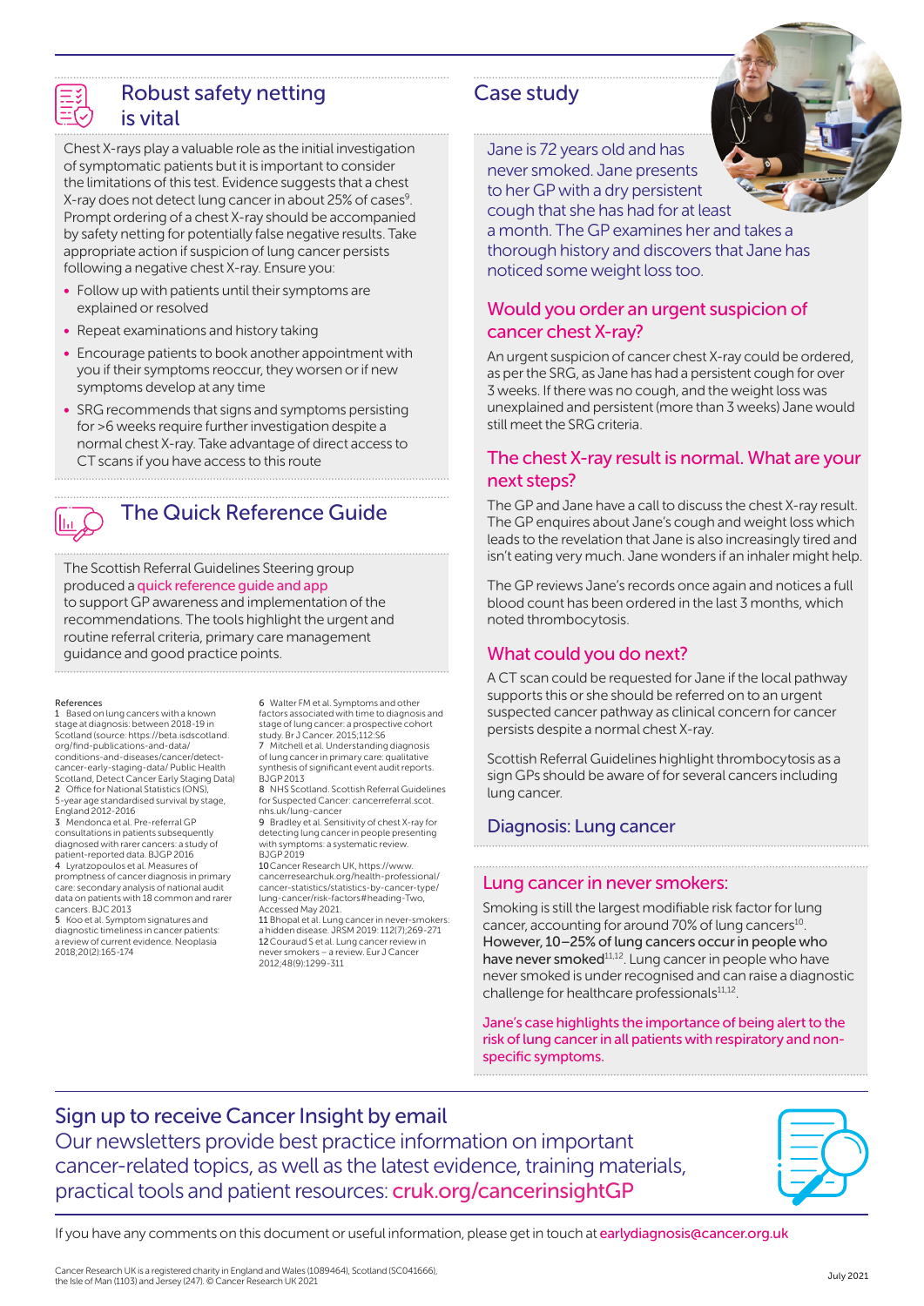## Robust safety netting is vital

Chest X-rays play a valuable role as the initial investigation of symptomatic patients but it is important to consider the limitations of this test. Evidence suggests that a chest X-ray does not detect lung cancer in about 25% of cases[9]. Prompt ordering of a chest X-ray should be accompanied by safety netting for potentially false negative results. Take appropriate action if suspicion of lung cancer persists following a negative chest X-ray. Ensure you:

- Follow up with patients until their symptoms are explained or resolved
- Repeat examinations and history taking
- Encourage patients to book another appointment with you if their symptoms reoccur, they worsen or if new symptoms develop at any time
- SRG recommends that signs and symptoms persisting for >6 weeks require further investigation despite a normal chest X-ray. Take advantage of direct access to CT scans if you have access to this route

## The Quick Reference Guide

The Scottish Referral Guidelines Steering group produced a quick reference guide and app to support GP awareness and implementation of the recommendations. The tools highlight the urgent and routine referral criteria, primary care management guidance and good practice points.

References

1 Based on lung cancers with a known stage at diagnosis: between 2018-19 in Scotland (source: https://beta.isdscotland.org/find-publications-and-data/conditions-and-diseases/cancer/detect-cancer-early-staging-data/ Public Health Scotland, Detect Cancer Early Staging Data)
2 Office for National Statistics (ONS), 5-year age standardised survival by stage, England 2012-2016
3 Mendonca et al. Pre-referral GP consultations in patients subsequently diagnosed with rarer cancers: a study of patient-reported data. BJGP 2016
4 Lyratzopoulos et al. Measures of promptness of cancer diagnosis in primary care: secondary analysis of national audit data on patients with 18 common and rarer cancers. BJC 2013
5 Koo et al. Symptom signatures and diagnostic timeliness in cancer patients: a review of current evidence. Neoplasia 2018;20(2):165-174
6 Walter FM et al. Symptoms and other factors associated with time to diagnosis and stage of lung cancer: a prospective cohort study. Br J Cancer. 2015;112:S6
7 Mitchell et al. Understanding diagnosis of lung cancer in primary care: qualitative synthesis of significant event audit reports. BJGP 2013
8 NHS Scotland. Scottish Referral Guidelines for Suspected Cancer: cancerreferral.scot.nhs.uk/lung-cancer
9 Bradley et al. Sensitivity of chest X-ray for detecting lung cancer in people presenting with symptoms: a systematic review. BJGP 2019
10 Cancer Research UK, https://www.cancerresearchuk.org/health-professional/cancer-statistics/statistics-by-cancer-type/lung-cancer/risk-factors#heading-Two, Accessed May 2021.
11 Bhopal et al. Lung cancer in never-smokers: a hidden disease. JRSM 2019: 112(7);269-271
12 Couraud S et al. Lung cancer review in never smokers – a review. Eur J Cancer 2012;48(9):1299-311

## Case study

Jane is 72 years old and has never smoked. Jane presents to her GP with a dry persistent cough that she has had for at least a month. The GP examines her and takes a thorough history and discovers that Jane has noticed some weight loss too.

### Would you order an urgent suspicion of cancer chest X-ray?

An urgent suspicion of cancer chest X-ray could be ordered, as per the SRG, as Jane has had a persistent cough for over 3 weeks. If there was no cough, and the weight loss was unexplained and persistent (more than 3 weeks) Jane would still meet the SRG criteria.

### The chest X-ray result is normal. What are your next steps?

The GP and Jane have a call to discuss the chest X-ray result. The GP enquires about Jane's cough and weight loss which leads to the revelation that Jane is also increasingly tired and isn't eating very much. Jane wonders if an inhaler might help.

The GP reviews Jane's records once again and notices a full blood count has been ordered in the last 3 months, which noted thrombocytosis.

### What could you do next?

A CT scan could be requested for Jane if the local pathway supports this or she should be referred on to an urgent suspected cancer pathway as clinical concern for cancer persists despite a normal chest X-ray.

Scottish Referral Guidelines highlight thrombocytosis as a sign GPs should be aware of for several cancers including lung cancer.

### Diagnosis: Lung cancer

### Lung cancer in never smokers:

Smoking is still the largest modifiable risk factor for lung cancer, accounting for around 70% of lung cancers[10]. **However, 10–25% of lung cancers occur in people who have never smoked**[11,12]. Lung cancer in people who have never smoked is under recognised and can raise a diagnostic challenge for healthcare professionals[11,12].

Jane's case highlights the importance of being alert to the risk of lung cancer in all patients with respiratory and non-specific symptoms.

## Sign up to receive Cancer Insight by email

Our newsletters provide best practice information on important cancer-related topics, as well as the latest evidence, training materials, practical tools and patient resources: cruk.org/cancerinsightGP

If you have any comments on this document or useful information, please get in touch at earlydiagnosis@cancer.org.uk

Cancer Research UK is a registered charity in England and Wales (1089464), Scotland (SC041666), the Isle of Man (1103) and Jersey (247). © Cancer Research UK 2021

July 2021